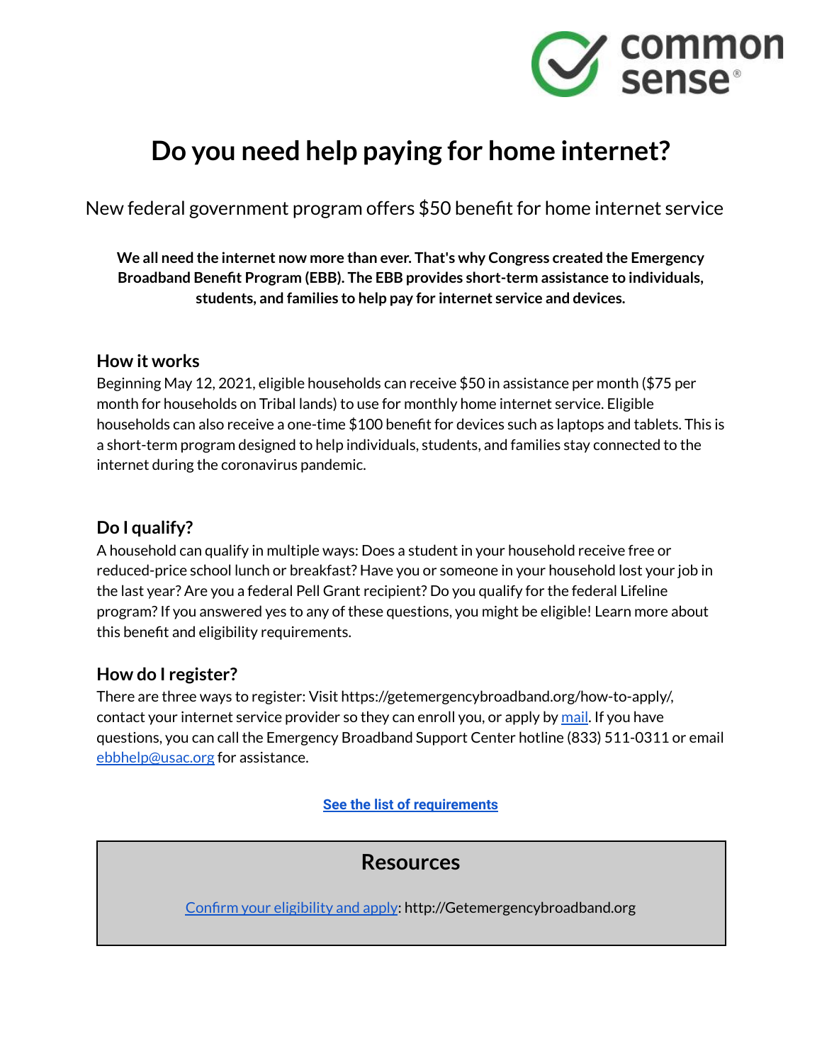common sense®

# Do you need help paying for home internet?

New federal government program offers $50 benefit for home internet service

**We all need the internet now more than ever. That's why Congress created the Emergency Broadband Benefit Program (EBB). The EBB provides short-term assistance to individuals, students, and families to help pay for internet service and devices.**

### How it works

Beginning May 12, 2021, eligible households can receive $50 in assistance per month ($75 per month for households on Tribal lands) to use for monthly home internet service. Eligible households can also receive a one-time $100 benefit for devices such as laptops and tablets. This is a short-term program designed to help individuals, students, and families stay connected to the internet during the coronavirus pandemic.

### Do I qualify?

A household can qualify in multiple ways: Does a student in your household receive free or reduced-price school lunch or breakfast? Have you or someone in your household lost your job in the last year? Are you a federal Pell Grant recipient? Do you qualify for the federal Lifeline program? If you answered yes to any of these questions, you might be eligible! Learn more about this benefit and eligibility requirements.

### How do I register?

There are three ways to register: Visit https://getemergencybroadband.org/how-to-apply/, contact your internet service provider so they can enroll you, or apply by mail. If you have questions, you can call the Emergency Broadband Support Center hotline (833) 511-0311 or email ebbhelp@usac.org for assistance.

**See the list of requirements**

## Resources

Confirm your eligibility and apply: http://Getemergencybroadband.org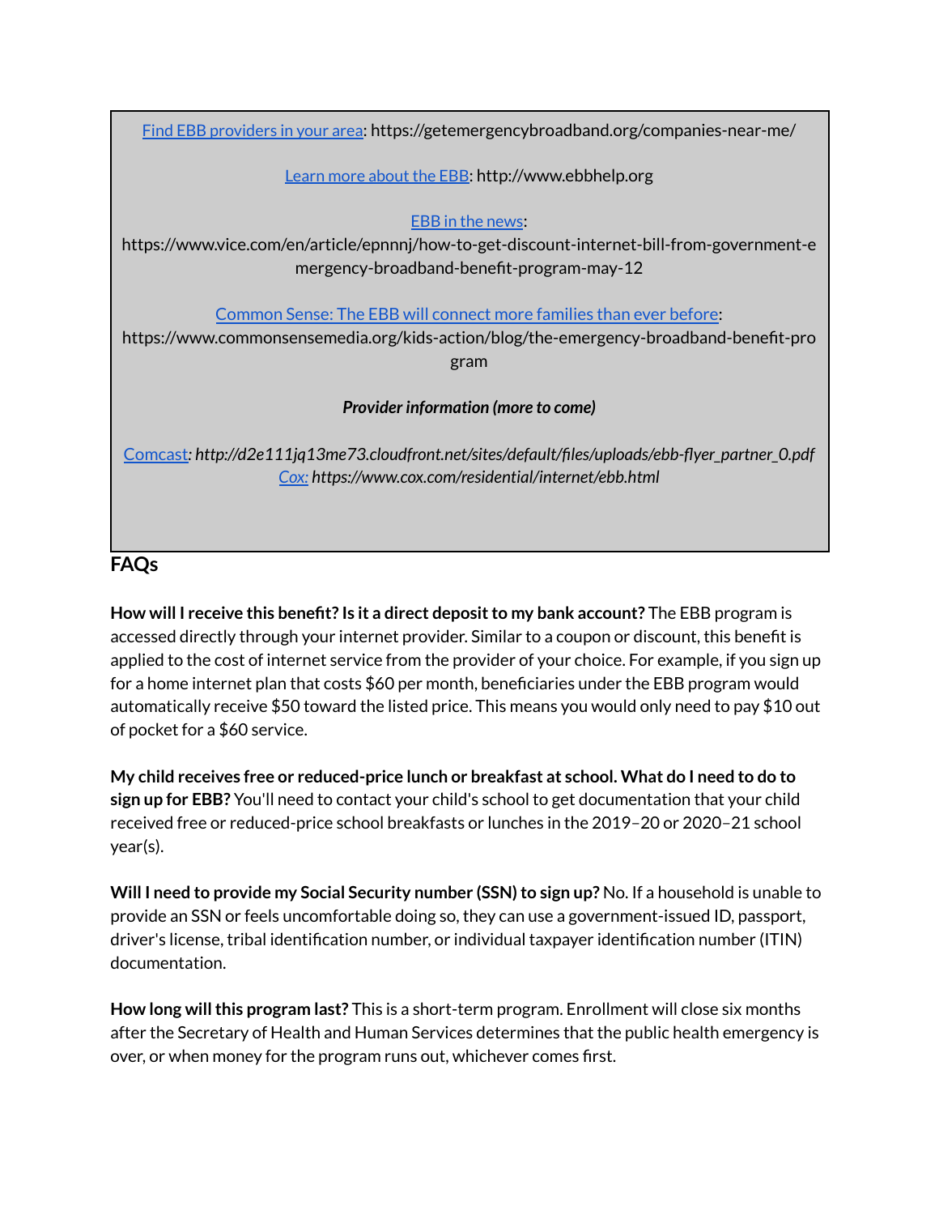[Find EBB providers in your area](https://getemergencybroadband.org/companies-near-me/): https://getemergencybroadband.org/companies-near-me/

[Learn more about the EBB](http://www.ebbhelp.org): http://www.ebbhelp.org

[EBB in the news](https://www.vice.com/en/article/epnnnj/how-to-get-discount-internet-bill-from-government-emergency-broadband-benefit-program-may-12):
https://www.vice.com/en/article/epnnnj/how-to-get-discount-internet-bill-from-government-emergency-broadband-benefit-program-may-12

[Common Sense: The EBB will connect more families than ever before](https://www.commonsensemedia.org/kids-action/blog/the-emergency-broadband-benefit-program):
https://www.commonsensemedia.org/kids-action/blog/the-emergency-broadband-benefit-program

***Provider information (more to come)***

[Comcast](http://d2e111jq13me73.cloudfront.net/sites/default/files/uploads/ebb-flyer_partner_0.pdf): *http://d2e111jq13me73.cloudfront.net/sites/default/files/uploads/ebb-flyer_partner_0.pdf*
[Cox:](https://www.cox.com/residential/internet/ebb.html) *https://www.cox.com/residential/internet/ebb.html*

## FAQs

**How will I receive this benefit? Is it a direct deposit to my bank account?** The EBB program is accessed directly through your internet provider. Similar to a coupon or discount, this benefit is applied to the cost of internet service from the provider of your choice. For example, if you sign up for a home internet plan that costs $60 per month, beneficiaries under the EBB program would automatically receive $50 toward the listed price. This means you would only need to pay $10 out of pocket for a $60 service.

**My child receives free or reduced-price lunch or breakfast at school. What do I need to do to sign up for EBB?** You'll need to contact your child's school to get documentation that your child received free or reduced-price school breakfasts or lunches in the 2019–20 or 2020–21 school year(s).

**Will I need to provide my Social Security number (SSN) to sign up?** No. If a household is unable to provide an SSN or feels uncomfortable doing so, they can use a government-issued ID, passport, driver's license, tribal identification number, or individual taxpayer identification number (ITIN) documentation.

**How long will this program last?** This is a short-term program. Enrollment will close six months after the Secretary of Health and Human Services determines that the public health emergency is over, or when money for the program runs out, whichever comes first.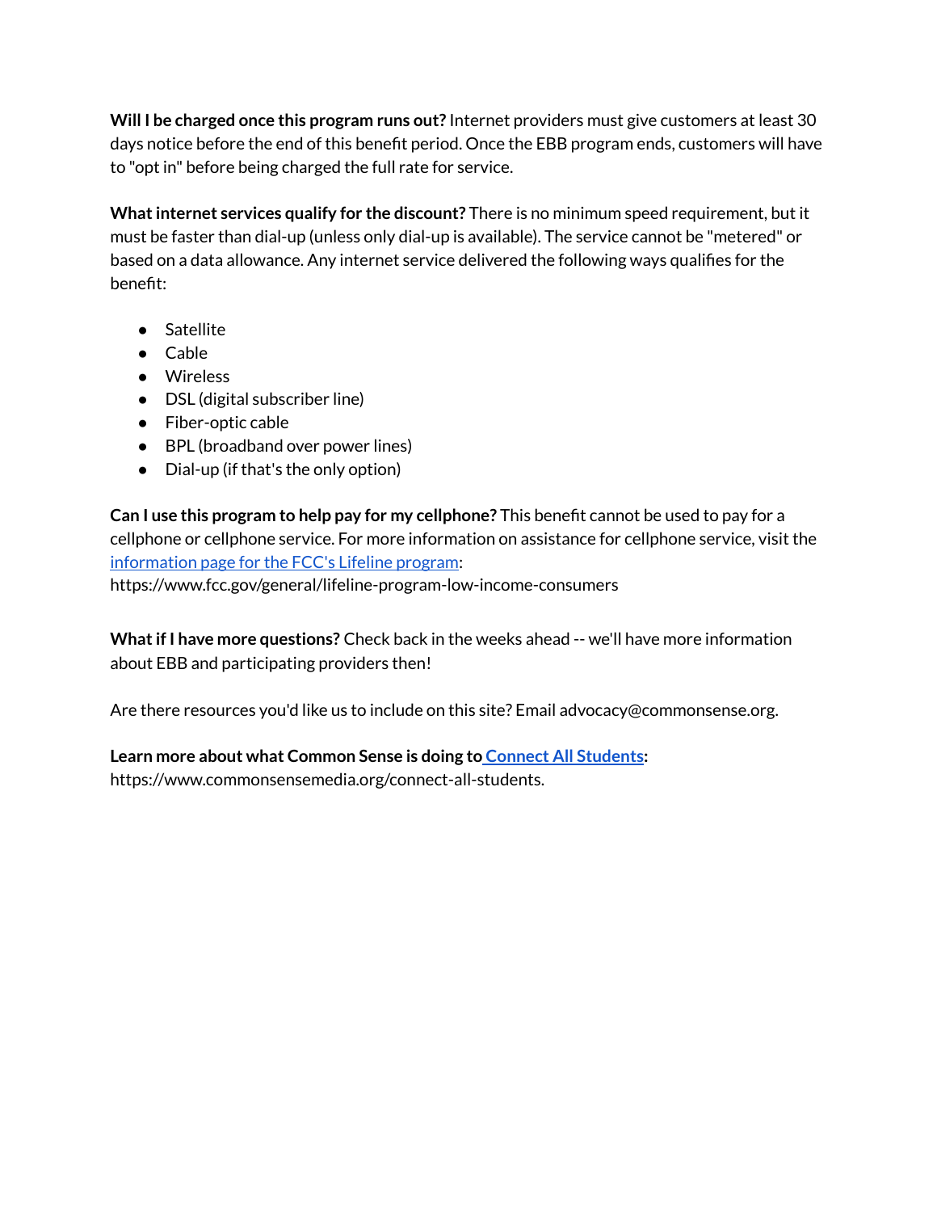**Will I be charged once this program runs out?** Internet providers must give customers at least 30 days notice before the end of this benefit period. Once the EBB program ends, customers will have to "opt in" before being charged the full rate for service.

**What internet services qualify for the discount?** There is no minimum speed requirement, but it must be faster than dial-up (unless only dial-up is available). The service cannot be "metered" or based on a data allowance. Any internet service delivered the following ways qualifies for the benefit:

- Satellite
- Cable
- Wireless
- DSL (digital subscriber line)
- Fiber-optic cable
- BPL (broadband over power lines)
- Dial-up (if that's the only option)

**Can I use this program to help pay for my cellphone?** This benefit cannot be used to pay for a cellphone or cellphone service. For more information on assistance for cellphone service, visit the [information page for the FCC's Lifeline program](https://www.fcc.gov/general/lifeline-program-low-income-consumers):
https://www.fcc.gov/general/lifeline-program-low-income-consumers

**What if I have more questions?** Check back in the weeks ahead -- we'll have more information about EBB and participating providers then!

Are there resources you'd like us to include on this site? Email advocacy@commonsense.org.

**Learn more about what Common Sense is doing to [Connect All Students](https://www.commonsensemedia.org/connect-all-students):**
https://www.commonsensemedia.org/connect-all-students.